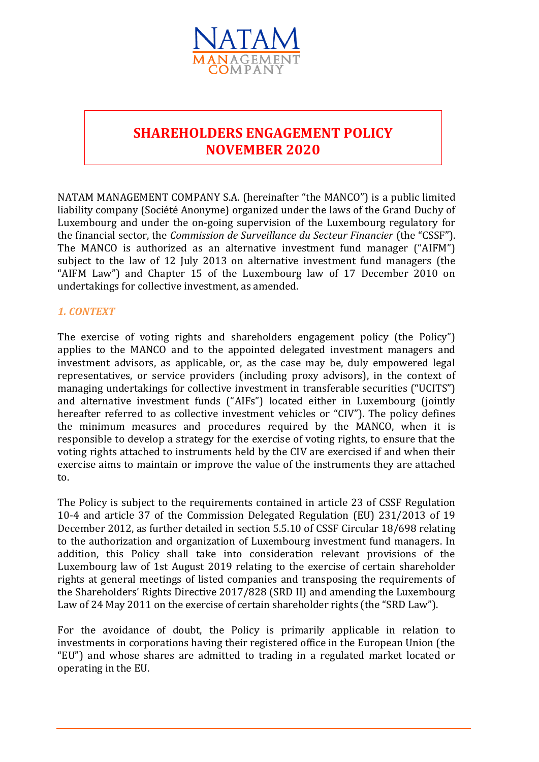NATAM MANAGEMENT COMPANY

# SHAREHOLDERS ENGAGEMENT POLICY NOVEMBER 2020

NATAM MANAGEMENT COMPANY S.A. (hereinafter "the MANCO") is a public limited liability company (Société Anonyme) organized under the laws of the Grand Duchy of Luxembourg and under the on-going supervision of the Luxembourg regulatory for the financial sector, the *Commission de Surveillance du Secteur Financier* (the "CSSF"). The MANCO is authorized as an alternative investment fund manager ("AIFM") subject to the law of 12 July 2013 on alternative investment fund managers (the "AIFM Law") and Chapter 15 of the Luxembourg law of 17 December 2010 on undertakings for collective investment, as amended.

## *1. CONTEXT*

The exercise of voting rights and shareholders engagement policy (the Policy") applies to the MANCO and to the appointed delegated investment managers and investment advisors, as applicable, or, as the case may be, duly empowered legal representatives, or service providers (including proxy advisors), in the context of managing undertakings for collective investment in transferable securities ("UCITS") and alternative investment funds ("AIFs") located either in Luxembourg (jointly hereafter referred to as collective investment vehicles or "CIV"). The policy defines the minimum measures and procedures required by the MANCO, when it is responsible to develop a strategy for the exercise of voting rights, to ensure that the voting rights attached to instruments held by the CIV are exercised if and when their exercise aims to maintain or improve the value of the instruments they are attached to.

The Policy is subject to the requirements contained in article 23 of CSSF Regulation 10-4 and article 37 of the Commission Delegated Regulation (EU) 231/2013 of 19 December 2012, as further detailed in section 5.5.10 of CSSF Circular 18/698 relating to the authorization and organization of Luxembourg investment fund managers. In addition, this Policy shall take into consideration relevant provisions of the Luxembourg law of 1st August 2019 relating to the exercise of certain shareholder rights at general meetings of listed companies and transposing the requirements of the Shareholders' Rights Directive 2017/828 (SRD II) and amending the Luxembourg Law of 24 May 2011 on the exercise of certain shareholder rights (the "SRD Law").

For the avoidance of doubt, the Policy is primarily applicable in relation to investments in corporations having their registered office in the European Union (the "EU") and whose shares are admitted to trading in a regulated market located or operating in the EU.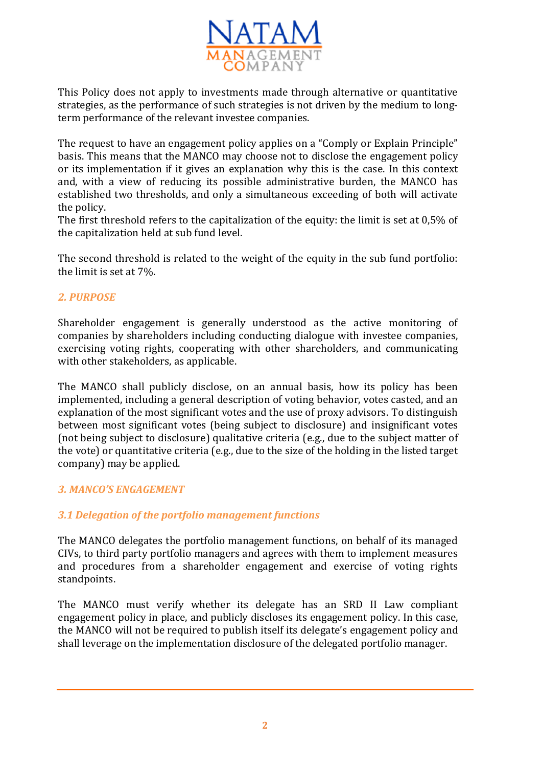This Policy does not apply to investments made through alternative or quantitative strategies, as the performance of such strategies is not driven by the medium to long-term performance of the relevant investee companies.

The request to have an engagement policy applies on a "Comply or Explain Principle" basis. This means that the MANCO may choose not to disclose the engagement policy or its implementation if it gives an explanation why this is the case. In this context and, with a view of reducing its possible administrative burden, the MANCO has established two thresholds, and only a simultaneous exceeding of both will activate the policy.
The first threshold refers to the capitalization of the equity: the limit is set at 0,5% of the capitalization held at sub fund level.

The second threshold is related to the weight of the equity in the sub fund portfolio: the limit is set at 7%.

## *2. PURPOSE*

Shareholder engagement is generally understood as the active monitoring of companies by shareholders including conducting dialogue with investee companies, exercising voting rights, cooperating with other shareholders, and communicating with other stakeholders, as applicable.

The MANCO shall publicly disclose, on an annual basis, how its policy has been implemented, including a general description of voting behavior, votes casted, and an explanation of the most significant votes and the use of proxy advisors. To distinguish between most significant votes (being subject to disclosure) and insignificant votes (not being subject to disclosure) qualitative criteria (e.g., due to the subject matter of the vote) or quantitative criteria (e.g., due to the size of the holding in the listed target company) may be applied.

## *3. MANCO'S ENGAGEMENT*

### *3.1 Delegation of the portfolio management functions*

The MANCO delegates the portfolio management functions, on behalf of its managed CIVs, to third party portfolio managers and agrees with them to implement measures and procedures from a shareholder engagement and exercise of voting rights standpoints.

The MANCO must verify whether its delegate has an SRD II Law compliant engagement policy in place, and publicly discloses its engagement policy. In this case, the MANCO will not be required to publish itself its delegate's engagement policy and shall leverage on the implementation disclosure of the delegated portfolio manager.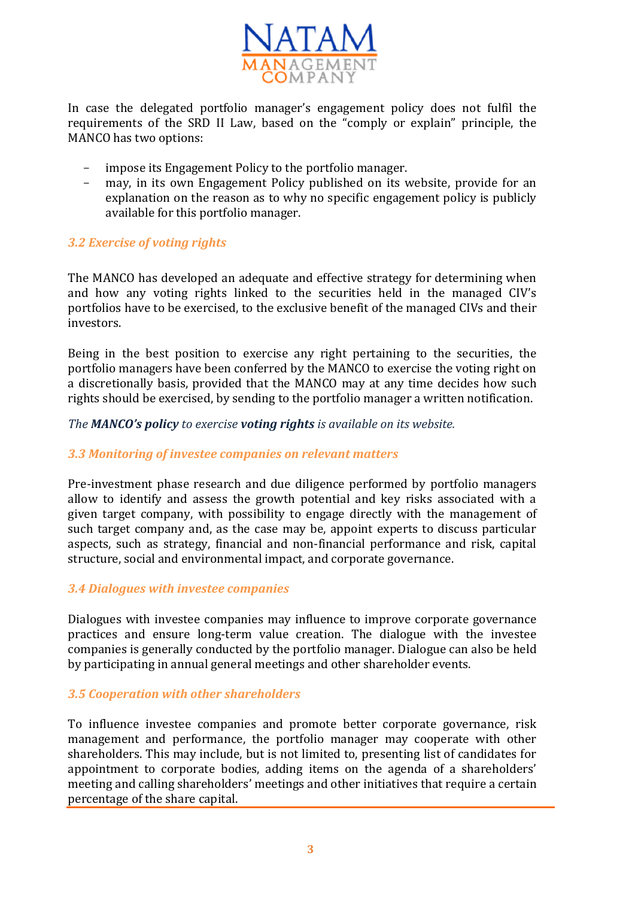In case the delegated portfolio manager's engagement policy does not fulfil the requirements of the SRD II Law, based on the "comply or explain" principle, the MANCO has two options:

- impose its Engagement Policy to the portfolio manager.
- may, in its own Engagement Policy published on its website, provide for an explanation on the reason as to why no specific engagement policy is publicly available for this portfolio manager.

### *3.2 Exercise of voting rights*

The MANCO has developed an adequate and effective strategy for determining when and how any voting rights linked to the securities held in the managed CIV's portfolios have to be exercised, to the exclusive benefit of the managed CIVs and their investors.

Being in the best position to exercise any right pertaining to the securities, the portfolio managers have been conferred by the MANCO to exercise the voting right on a discretionally basis, provided that the MANCO may at any time decides how such rights should be exercised, by sending to the portfolio manager a written notification.

*The **MANCO's policy** to exercise **voting rights** is available on its website.*

### *3.3 Monitoring of investee companies on relevant matters*

Pre-investment phase research and due diligence performed by portfolio managers allow to identify and assess the growth potential and key risks associated with a given target company, with possibility to engage directly with the management of such target company and, as the case may be, appoint experts to discuss particular aspects, such as strategy, financial and non-financial performance and risk, capital structure, social and environmental impact, and corporate governance.

### *3.4 Dialogues with investee companies*

Dialogues with investee companies may influence to improve corporate governance practices and ensure long-term value creation. The dialogue with the investee companies is generally conducted by the portfolio manager. Dialogue can also be held by participating in annual general meetings and other shareholder events.

### *3.5 Cooperation with other shareholders*

To influence investee companies and promote better corporate governance, risk management and performance, the portfolio manager may cooperate with other shareholders. This may include, but is not limited to, presenting list of candidates for appointment to corporate bodies, adding items on the agenda of a shareholders' meeting and calling shareholders' meetings and other initiatives that require a certain percentage of the share capital.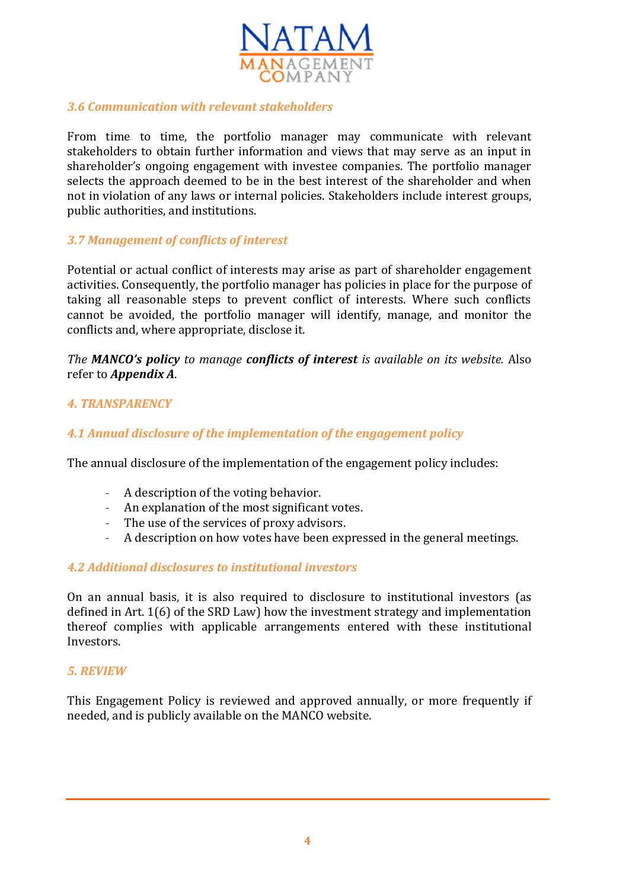### *3.6 Communication with relevant stakeholders*

From time to time, the portfolio manager may communicate with relevant stakeholders to obtain further information and views that may serve as an input in shareholder's ongoing engagement with investee companies. The portfolio manager selects the approach deemed to be in the best interest of the shareholder and when not in violation of any laws or internal policies. Stakeholders include interest groups, public authorities, and institutions.

### *3.7 Management of conflicts of interest*

Potential or actual conflict of interests may arise as part of shareholder engagement activities. Consequently, the portfolio manager has policies in place for the purpose of taking all reasonable steps to prevent conflict of interests. Where such conflicts cannot be avoided, the portfolio manager will identify, manage, and monitor the conflicts and, where appropriate, disclose it.

*The **MANCO's policy** to manage **conflicts of interest** is available on its website.* Also refer to ***Appendix A***.

## *4. TRANSPARENCY*

### *4.1 Annual disclosure of the implementation of the engagement policy*

The annual disclosure of the implementation of the engagement policy includes:

- A description of the voting behavior.
- An explanation of the most significant votes.
- The use of the services of proxy advisors.
- A description on how votes have been expressed in the general meetings.

### *4.2 Additional disclosures to institutional investors*

On an annual basis, it is also required to disclosure to institutional investors (as defined in Art. 1(6) of the SRD Law) how the investment strategy and implementation thereof complies with applicable arrangements entered with these institutional Investors.

## *5. REVIEW*

This Engagement Policy is reviewed and approved annually, or more frequently if needed, and is publicly available on the MANCO website.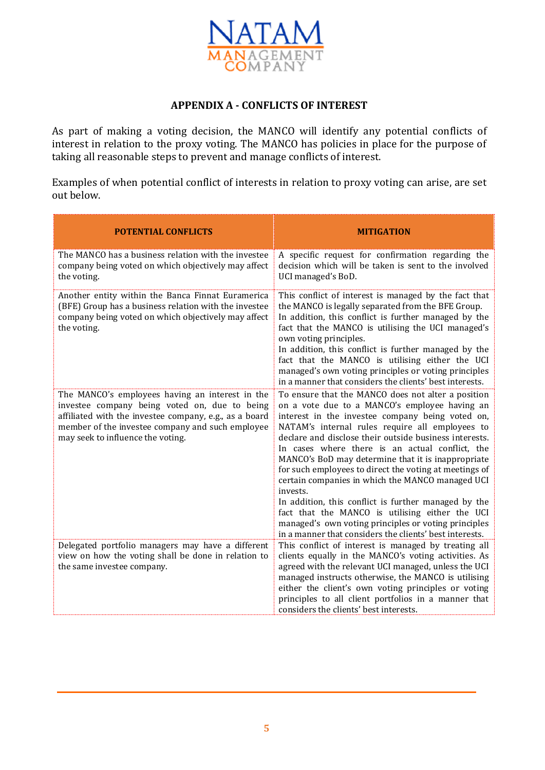## APPENDIX A - CONFLICTS OF INTEREST

As part of making a voting decision, the MANCO will identify any potential conflicts of interest in relation to the proxy voting. The MANCO has policies in place for the purpose of taking all reasonable steps to prevent and manage conflicts of interest.

Examples of when potential conflict of interests in relation to proxy voting can arise, are set out below.

| POTENTIAL CONFLICTS | MITIGATION |
|---|---|
| The MANCO has a business relation with the investee company being voted on which objectively may affect the voting. | A specific request for confirmation regarding the decision which will be taken is sent to the involved UCI managed's BoD. |
| Another entity within the Banca Finnat Euramerica (BFE) Group has a business relation with the investee company being voted on which objectively may affect the voting. | This conflict of interest is managed by the fact that the MANCO is legally separated from the BFE Group. In addition, this conflict is further managed by the fact that the MANCO is utilising the UCI managed's own voting principles. In addition, this conflict is further managed by the fact that the MANCO is utilising either the UCI managed's own voting principles or voting principles in a manner that considers the clients' best interests. |
| The MANCO's employees having an interest in the investee company being voted on, due to being affiliated with the investee company, e.g., as a board member of the investee company and such employee may seek to influence the voting. | To ensure that the MANCO does not alter a position on a vote due to a MANCO's employee having an interest in the investee company being voted on, NATAM's internal rules require all employees to declare and disclose their outside business interests. In cases where there is an actual conflict, the MANCO's BoD may determine that it is inappropriate for such employees to direct the voting at meetings of certain companies in which the MANCO managed UCI invests. In addition, this conflict is further managed by the fact that the MANCO is utilising either the UCI managed's own voting principles or voting principles in a manner that considers the clients' best interests. |
| Delegated portfolio managers may have a different view on how the voting shall be done in relation to the same investee company. | This conflict of interest is managed by treating all clients equally in the MANCO's voting activities. As agreed with the relevant UCI managed, unless the UCI managed instructs otherwise, the MANCO is utilising either the client's own voting principles or voting principles to all client portfolios in a manner that considers the clients' best interests. |